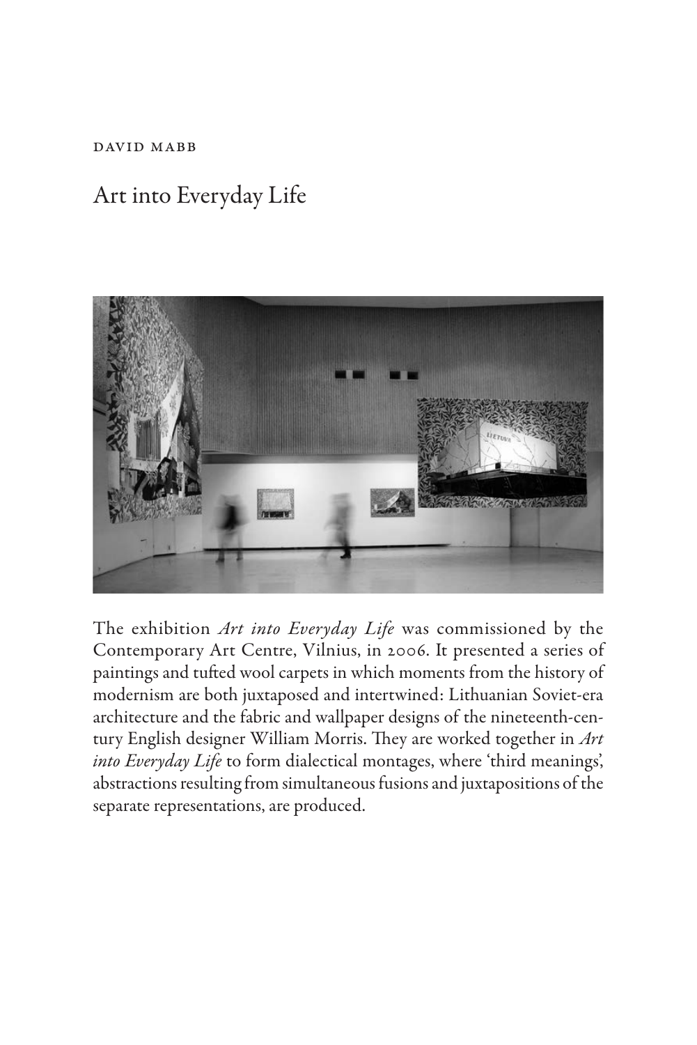DAVID MABB

# Art into Everyday Life

The exhibition *Art into Everyday Life* was commissioned by the Contemporary Art Centre, Vilnius, in 2006. It presented a series of paintings and tufted wool carpets in which moments from the history of modernism are both juxtaposed and intertwined: Lithuanian Soviet-era architecture and the fabric and wallpaper designs of the nineteenth-century English designer William Morris. They are worked together in *Art into Everyday Life* to form dialectical montages, where 'third meanings', abstractions resulting from simultaneous fusions and juxtapositions of the separate representations, are produced.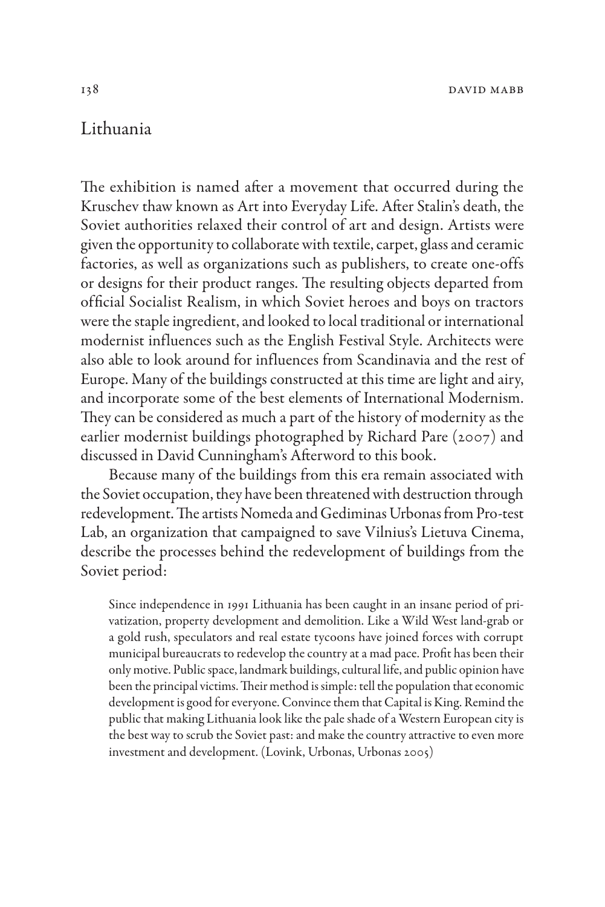## Lithuania

The exhibition is named after a movement that occurred during the Kruschev thaw known as Art into Everyday Life. After Stalin's death, the Soviet authorities relaxed their control of art and design. Artists were given the opportunity to collaborate with textile, carpet, glass and ceramic factories, as well as organizations such as publishers, to create one-offs or designs for their product ranges. The resulting objects departed from official Socialist Realism, in which Soviet heroes and boys on tractors were the staple ingredient, and looked to local traditional or international modernist influences such as the English Festival Style. Architects were also able to look around for influences from Scandinavia and the rest of Europe. Many of the buildings constructed at this time are light and airy, and incorporate some of the best elements of International Modernism. They can be considered as much a part of the history of modernity as the earlier modernist buildings photographed by Richard Pare (2007) and discussed in David Cunningham's Afterword to this book.

Because many of the buildings from this era remain associated with the Soviet occupation, they have been threatened with destruction through redevelopment. The artists Nomeda and Gediminas Urbonas from Pro-test Lab, an organization that campaigned to save Vilnius's Lietuva Cinema, describe the processes behind the redevelopment of buildings from the Soviet period:

> Since independence in 1991 Lithuania has been caught in an insane period of privatization, property development and demolition. Like a Wild West land-grab or a gold rush, speculators and real estate tycoons have joined forces with corrupt municipal bureaucrats to redevelop the country at a mad pace. Profit has been their only motive. Public space, landmark buildings, cultural life, and public opinion have been the principal victims. Their method is simple: tell the population that economic development is good for everyone. Convince them that Capital is King. Remind the public that making Lithuania look like the pale shade of a Western European city is the best way to scrub the Soviet past: and make the country attractive to even more investment and development. (Lovink, Urbonas, Urbonas 2005)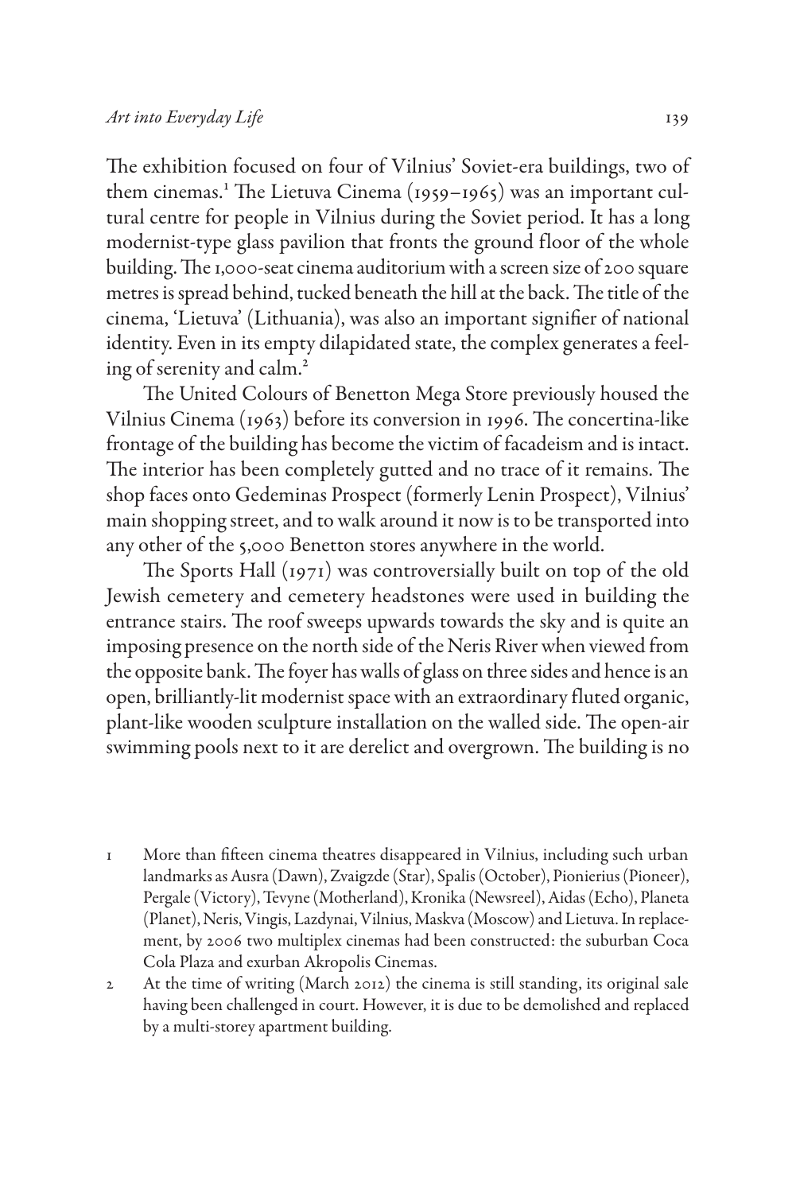The exhibition focused on four of Vilnius' Soviet-era buildings, two of them cinemas.[1] The Lietuva Cinema (1959–1965) was an important cultural centre for people in Vilnius during the Soviet period. It has a long modernist-type glass pavilion that fronts the ground floor of the whole building. The 1,000-seat cinema auditorium with a screen size of 200 square metres is spread behind, tucked beneath the hill at the back. The title of the cinema, 'Lietuva' (Lithuania), was also an important signifier of national identity. Even in its empty dilapidated state, the complex generates a feeling of serenity and calm.[2]

The United Colours of Benetton Mega Store previously housed the Vilnius Cinema (1963) before its conversion in 1996. The concertina-like frontage of the building has become the victim of facadeism and is intact. The interior has been completely gutted and no trace of it remains. The shop faces onto Gedeminas Prospect (formerly Lenin Prospect), Vilnius' main shopping street, and to walk around it now is to be transported into any other of the 5,000 Benetton stores anywhere in the world.

The Sports Hall (1971) was controversially built on top of the old Jewish cemetery and cemetery headstones were used in building the entrance stairs. The roof sweeps upwards towards the sky and is quite an imposing presence on the north side of the Neris River when viewed from the opposite bank. The foyer has walls of glass on three sides and hence is an open, brilliantly-lit modernist space with an extraordinary fluted organic, plant-like wooden sculpture installation on the walled side. The open-air swimming pools next to it are derelict and overgrown. The building is no

1 More than fifteen cinema theatres disappeared in Vilnius, including such urban landmarks as Ausra (Dawn), Zvaigzde (Star), Spalis (October), Pionierius (Pioneer), Pergale (Victory), Tevyne (Motherland), Kronika (Newsreel), Aidas (Echo), Planeta (Planet), Neris, Vingis, Lazdynai, Vilnius, Maskva (Moscow) and Lietuva. In replacement, by 2006 two multiplex cinemas had been constructed: the suburban Coca Cola Plaza and exurban Akropolis Cinemas.

2 At the time of writing (March 2012) the cinema is still standing, its original sale having been challenged in court. However, it is due to be demolished and replaced by a multi-storey apartment building.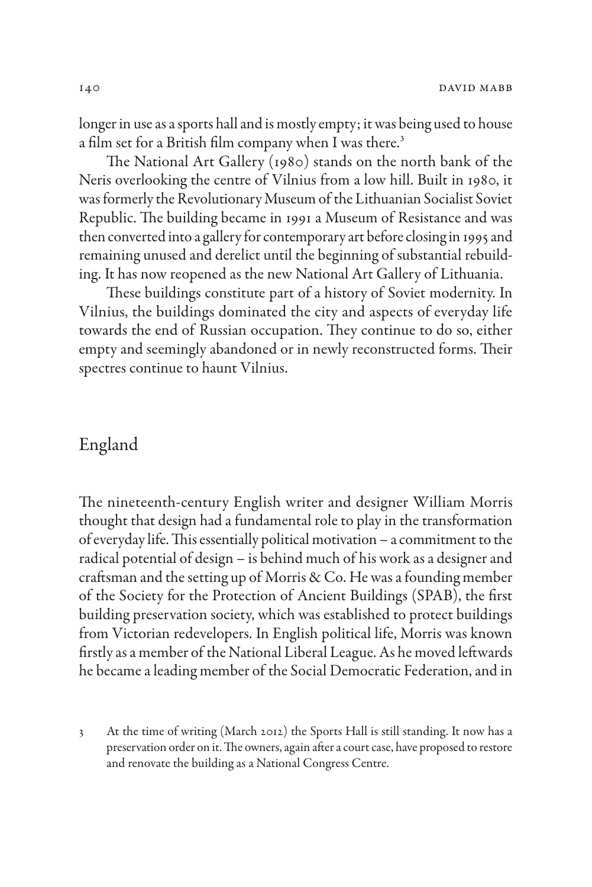longer in use as a sports hall and is mostly empty; it was being used to house a film set for a British film company when I was there.[3]

The National Art Gallery (1980) stands on the north bank of the Neris overlooking the centre of Vilnius from a low hill. Built in 1980, it was formerly the Revolutionary Museum of the Lithuanian Socialist Soviet Republic. The building became in 1991 a Museum of Resistance and was then converted into a gallery for contemporary art before closing in 1995 and remaining unused and derelict until the beginning of substantial rebuilding. It has now reopened as the new National Art Gallery of Lithuania.

These buildings constitute part of a history of Soviet modernity. In Vilnius, the buildings dominated the city and aspects of everyday life towards the end of Russian occupation. They continue to do so, either empty and seemingly abandoned or in newly reconstructed forms. Their spectres continue to haunt Vilnius.

## England

The nineteenth-century English writer and designer William Morris thought that design had a fundamental role to play in the transformation of everyday life. This essentially political motivation – a commitment to the radical potential of design – is behind much of his work as a designer and craftsman and the setting up of Morris & Co. He was a founding member of the Society for the Protection of Ancient Buildings (SPAB), the first building preservation society, which was established to protect buildings from Victorian redevelopers. In English political life, Morris was known firstly as a member of the National Liberal League. As he moved leftwards he became a leading member of the Social Democratic Federation, and in

3 At the time of writing (March 2012) the Sports Hall is still standing. It now has a preservation order on it. The owners, again after a court case, have proposed to restore and renovate the building as a National Congress Centre.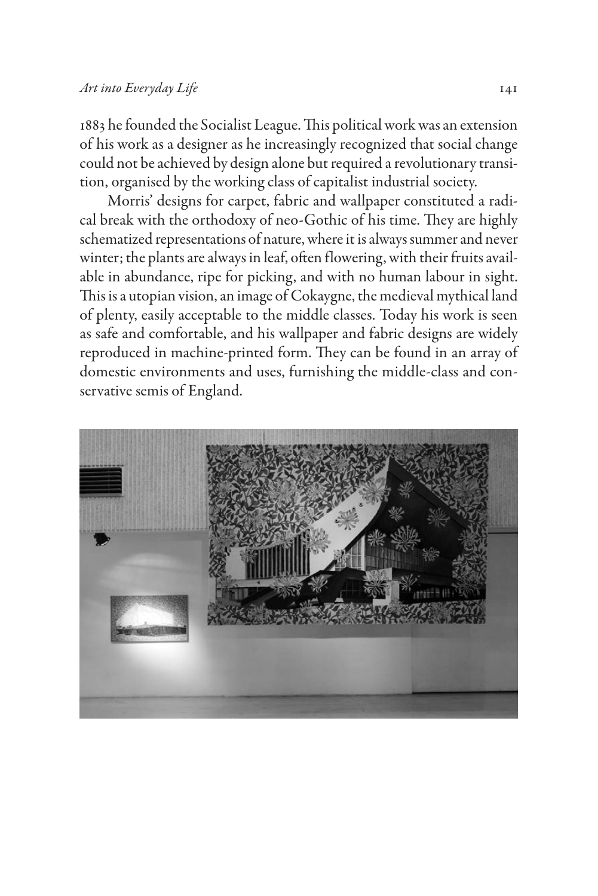1883 he founded the Socialist League. This political work was an extension of his work as a designer as he increasingly recognized that social change could not be achieved by design alone but required a revolutionary transition, organised by the working class of capitalist industrial society.

Morris' designs for carpet, fabric and wallpaper constituted a radical break with the orthodoxy of neo-Gothic of his time. They are highly schematized representations of nature, where it is always summer and never winter; the plants are always in leaf, often flowering, with their fruits available in abundance, ripe for picking, and with no human labour in sight. This is a utopian vision, an image of Cokaygne, the medieval mythical land of plenty, easily acceptable to the middle classes. Today his work is seen as safe and comfortable, and his wallpaper and fabric designs are widely reproduced in machine-printed form. They can be found in an array of domestic environments and uses, furnishing the middle-class and conservative semis of England.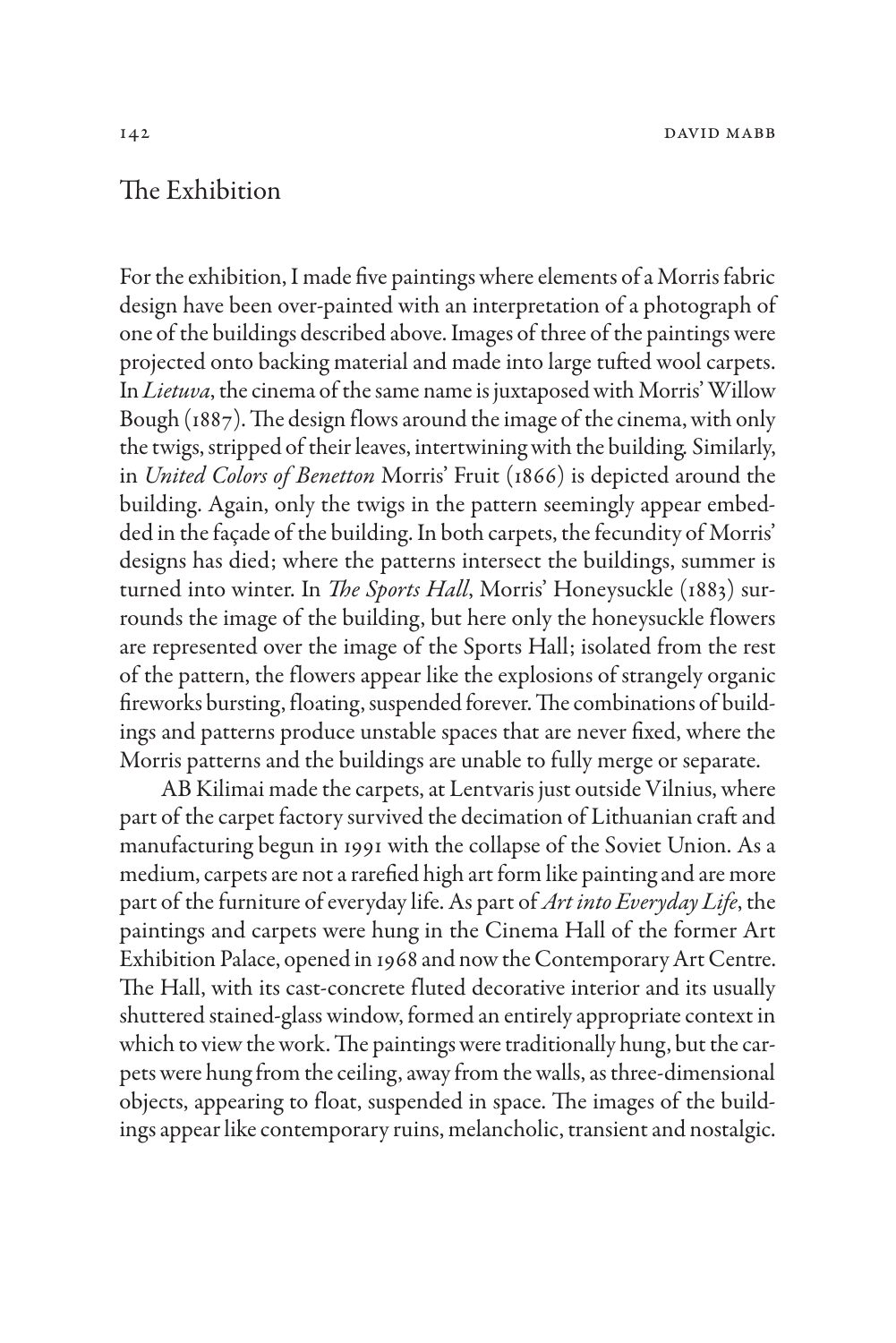## The Exhibition

For the exhibition, I made five paintings where elements of a Morris fabric design have been over-painted with an interpretation of a photograph of one of the buildings described above. Images of three of the paintings were projected onto backing material and made into large tufted wool carpets. In *Lietuva*, the cinema of the same name is juxtaposed with Morris' Willow Bough (1887). The design flows around the image of the cinema, with only the twigs, stripped of their leaves, intertwining with the building. Similarly, in *United Colors of Benetton* Morris' Fruit (1866) is depicted around the building. Again, only the twigs in the pattern seemingly appear embedded in the façade of the building. In both carpets, the fecundity of Morris' designs has died; where the patterns intersect the buildings, summer is turned into winter. In *The Sports Hall*, Morris' Honeysuckle (1883) surrounds the image of the building, but here only the honeysuckle flowers are represented over the image of the Sports Hall; isolated from the rest of the pattern, the flowers appear like the explosions of strangely organic fireworks bursting, floating, suspended forever. The combinations of buildings and patterns produce unstable spaces that are never fixed, where the Morris patterns and the buildings are unable to fully merge or separate.

AB Kilimai made the carpets, at Lentvaris just outside Vilnius, where part of the carpet factory survived the decimation of Lithuanian craft and manufacturing begun in 1991 with the collapse of the Soviet Union. As a medium, carpets are not a rarefied high art form like painting and are more part of the furniture of everyday life. As part of *Art into Everyday Life*, the paintings and carpets were hung in the Cinema Hall of the former Art Exhibition Palace, opened in 1968 and now the Contemporary Art Centre. The Hall, with its cast-concrete fluted decorative interior and its usually shuttered stained-glass window, formed an entirely appropriate context in which to view the work. The paintings were traditionally hung, but the carpets were hung from the ceiling, away from the walls, as three-dimensional objects, appearing to float, suspended in space. The images of the buildings appear like contemporary ruins, melancholic, transient and nostalgic.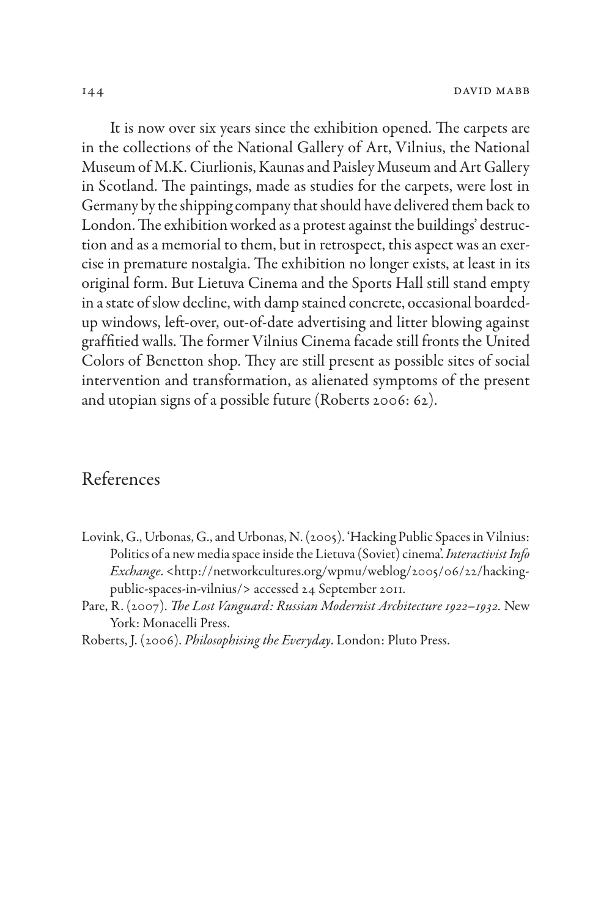It is now over six years since the exhibition opened. The carpets are in the collections of the National Gallery of Art, Vilnius, the National Museum of M.K. Ciurlionis, Kaunas and Paisley Museum and Art Gallery in Scotland. The paintings, made as studies for the carpets, were lost in Germany by the shipping company that should have delivered them back to London. The exhibition worked as a protest against the buildings' destruction and as a memorial to them, but in retrospect, this aspect was an exercise in premature nostalgia. The exhibition no longer exists, at least in its original form. But Lietuva Cinema and the Sports Hall still stand empty in a state of slow decline, with damp stained concrete, occasional boarded-up windows, left-over, out-of-date advertising and litter blowing against graffitied walls. The former Vilnius Cinema facade still fronts the United Colors of Benetton shop. They are still present as possible sites of social intervention and transformation, as alienated symptoms of the present and utopian signs of a possible future (Roberts 2006: 62).

## References

Lovink, G., Urbonas, G., and Urbonas, N. (2005). 'Hacking Public Spaces in Vilnius: Politics of a new media space inside the Lietuva (Soviet) cinema'. *Interactivist Info Exchange*. <http://networkcultures.org/wpmu/weblog/2005/06/22/hacking-public-spaces-in-vilnius/> accessed 24 September 2011.

Pare, R. (2007). *The Lost Vanguard: Russian Modernist Architecture 1922–1932*. New York: Monacelli Press.

Roberts, J. (2006). *Philosophising the Everyday*. London: Pluto Press.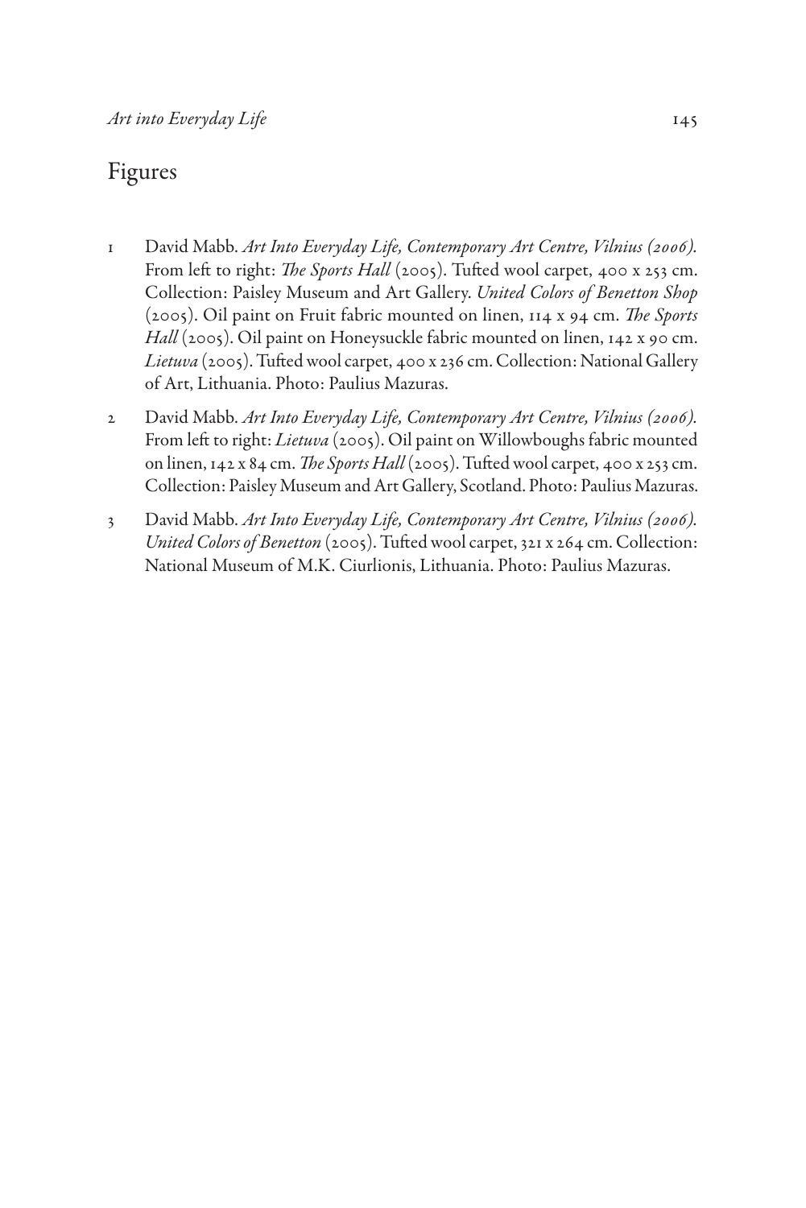## Figures

1. David Mabb. *Art Into Everyday Life, Contemporary Art Centre, Vilnius (2006).* From left to right: *The Sports Hall* (2005). Tufted wool carpet, 400 x 253 cm. Collection: Paisley Museum and Art Gallery. *United Colors of Benetton Shop* (2005). Oil paint on Fruit fabric mounted on linen, 114 x 94 cm. *The Sports Hall* (2005). Oil paint on Honeysuckle fabric mounted on linen, 142 x 90 cm. *Lietuva* (2005). Tufted wool carpet, 400 x 236 cm. Collection: National Gallery of Art, Lithuania. Photo: Paulius Mazuras.

2. David Mabb. *Art Into Everyday Life, Contemporary Art Centre, Vilnius (2006).* From left to right: *Lietuva* (2005). Oil paint on Willowboughs fabric mounted on linen, 142 x 84 cm. *The Sports Hall* (2005). Tufted wool carpet, 400 x 253 cm. Collection: Paisley Museum and Art Gallery, Scotland. Photo: Paulius Mazuras.

3. David Mabb. *Art Into Everyday Life, Contemporary Art Centre, Vilnius (2006). United Colors of Benetton* (2005). Tufted wool carpet, 321 x 264 cm. Collection: National Museum of M.K. Ciurlionis, Lithuania. Photo: Paulius Mazuras.